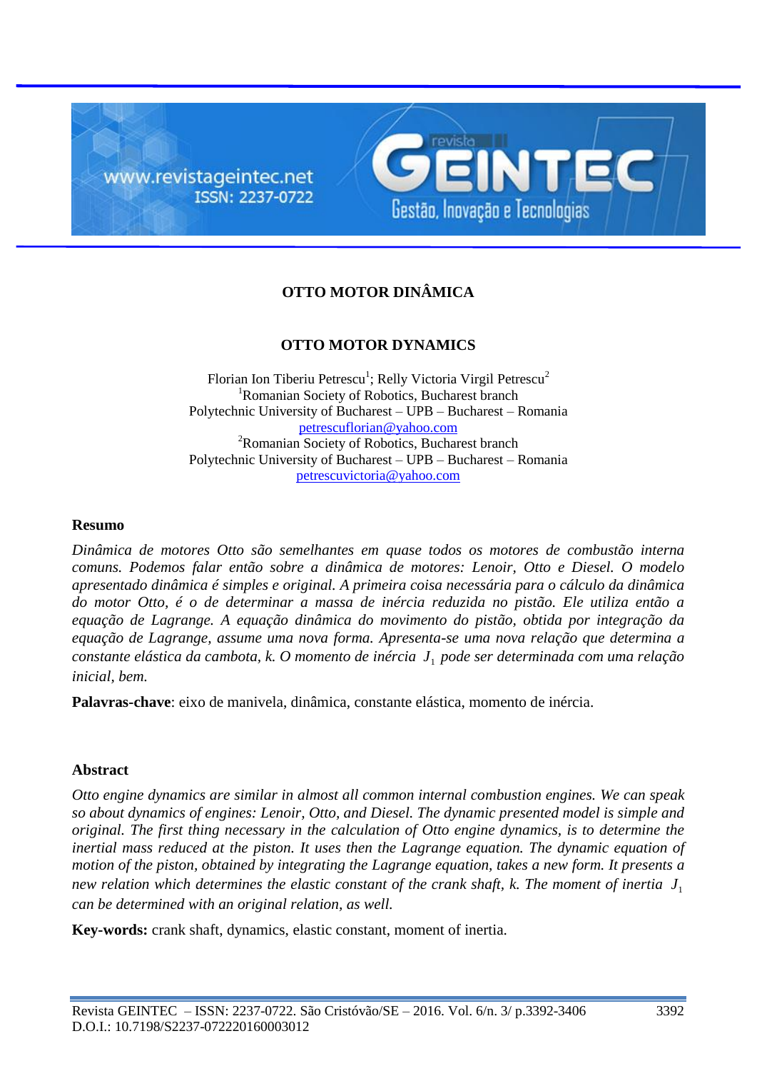# OTTO MOTOR DINÂMICA

# OTTO MOTOR DYNAMICS

Florian Ion Tiberiu Petrescu[1]; Relly Victoria Virgil Petrescu[2]

[1]Romanian Society of Robotics, Bucharest branch
Polytechnic University of Bucharest – UPB – Bucharest – Romania
petrescuflorian@yahoo.com

[2]Romanian Society of Robotics, Bucharest branch
Polytechnic University of Bucharest – UPB – Bucharest – Romania
petrescuvictoria@yahoo.com

## Resumo

*Dinâmica de motores Otto são semelhantes em quase todos os motores de combustão interna comuns. Podemos falar então sobre a dinâmica de motores: Lenoir, Otto e Diesel. O modelo apresentado dinâmica é simples e original. A primeira coisa necessária para o cálculo da dinâmica do motor Otto, é o de determinar a massa de inércia reduzida no pistão. Ele utiliza então a equação de Lagrange. A equação dinâmica do movimento do pistão, obtida por integração da equação de Lagrange, assume uma nova forma. Apresenta-se uma nova relação que determina a constante elástica da cambota, k. O momento de inércia $J_1$ pode ser determinada com uma relação inicial, bem.*

**Palavras-chave**: eixo de manivela, dinâmica, constante elástica, momento de inércia.

## Abstract

*Otto engine dynamics are similar in almost all common internal combustion engines. We can speak so about dynamics of engines: Lenoir, Otto, and Diesel. The dynamic presented model is simple and original. The first thing necessary in the calculation of Otto engine dynamics, is to determine the inertial mass reduced at the piston. It uses then the Lagrange equation. The dynamic equation of motion of the piston, obtained by integrating the Lagrange equation, takes a new form. It presents a new relation which determines the elastic constant of the crank shaft, k. The moment of inertia $J_1$ can be determined with an original relation, as well.*

**Key-words:** crank shaft, dynamics, elastic constant, moment of inertia.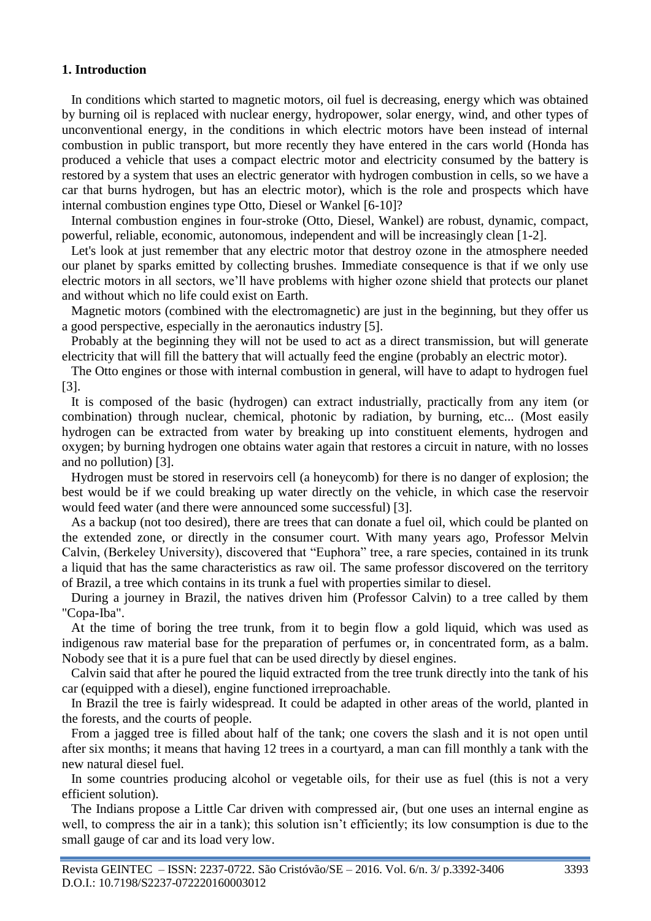## 1. Introduction

In conditions which started to magnetic motors, oil fuel is decreasing, energy which was obtained by burning oil is replaced with nuclear energy, hydropower, solar energy, wind, and other types of unconventional energy, in the conditions in which electric motors have been instead of internal combustion in public transport, but more recently they have entered in the cars world (Honda has produced a vehicle that uses a compact electric motor and electricity consumed by the battery is restored by a system that uses an electric generator with hydrogen combustion in cells, so we have a car that burns hydrogen, but has an electric motor), which is the role and prospects which have internal combustion engines type Otto, Diesel or Wankel [6-10]?

Internal combustion engines in four-stroke (Otto, Diesel, Wankel) are robust, dynamic, compact, powerful, reliable, economic, autonomous, independent and will be increasingly clean [1-2].

Let's look at just remember that any electric motor that destroy ozone in the atmosphere needed our planet by sparks emitted by collecting brushes. Immediate consequence is that if we only use electric motors in all sectors, we'll have problems with higher ozone shield that protects our planet and without which no life could exist on Earth.

Magnetic motors (combined with the electromagnetic) are just in the beginning, but they offer us a good perspective, especially in the aeronautics industry [5].

Probably at the beginning they will not be used to act as a direct transmission, but will generate electricity that will fill the battery that will actually feed the engine (probably an electric motor).

The Otto engines or those with internal combustion in general, will have to adapt to hydrogen fuel [3].

It is composed of the basic (hydrogen) can extract industrially, practically from any item (or combination) through nuclear, chemical, photonic by radiation, by burning, etc... (Most easily hydrogen can be extracted from water by breaking up into constituent elements, hydrogen and oxygen; by burning hydrogen one obtains water again that restores a circuit in nature, with no losses and no pollution) [3].

Hydrogen must be stored in reservoirs cell (a honeycomb) for there is no danger of explosion; the best would be if we could breaking up water directly on the vehicle, in which case the reservoir would feed water (and there were announced some successful) [3].

As a backup (not too desired), there are trees that can donate a fuel oil, which could be planted on the extended zone, or directly in the consumer court. With many years ago, Professor Melvin Calvin, (Berkeley University), discovered that "Euphora" tree, a rare species, contained in its trunk a liquid that has the same characteristics as raw oil. The same professor discovered on the territory of Brazil, a tree which contains in its trunk a fuel with properties similar to diesel.

During a journey in Brazil, the natives driven him (Professor Calvin) to a tree called by them "Copa-Iba".

At the time of boring the tree trunk, from it to begin flow a gold liquid, which was used as indigenous raw material base for the preparation of perfumes or, in concentrated form, as a balm. Nobody see that it is a pure fuel that can be used directly by diesel engines.

Calvin said that after he poured the liquid extracted from the tree trunk directly into the tank of his car (equipped with a diesel), engine functioned irreproachable.

In Brazil the tree is fairly widespread. It could be adapted in other areas of the world, planted in the forests, and the courts of people.

From a jagged tree is filled about half of the tank; one covers the slash and it is not open until after six months; it means that having 12 trees in a courtyard, a man can fill monthly a tank with the new natural diesel fuel.

In some countries producing alcohol or vegetable oils, for their use as fuel (this is not a very efficient solution).

The Indians propose a Little Car driven with compressed air, (but one uses an internal engine as well, to compress the air in a tank); this solution isn't efficiently; its low consumption is due to the small gauge of car and its load very low.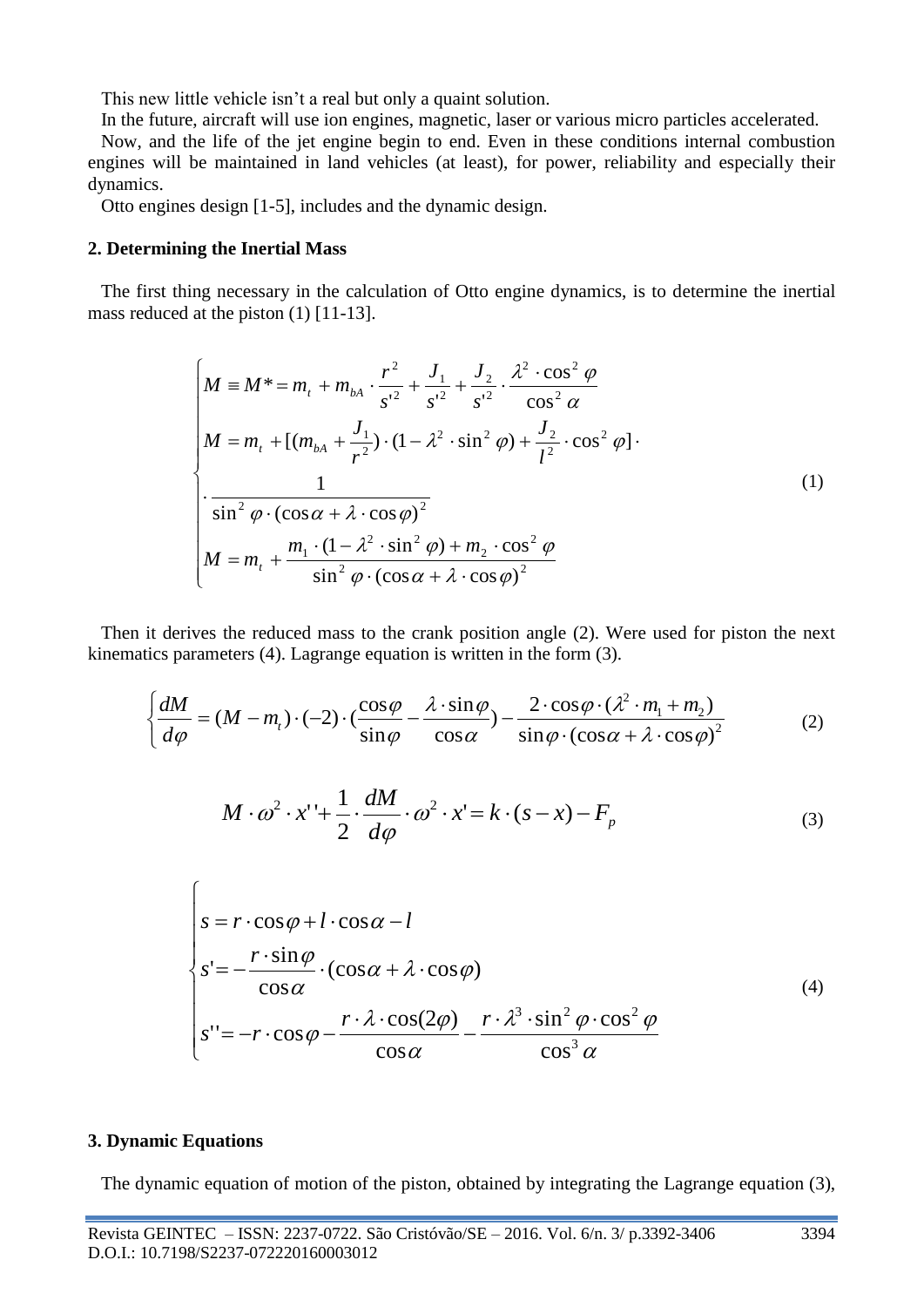This new little vehicle isn't a real but only a quaint solution.

In the future, aircraft will use ion engines, magnetic, laser or various micro particles accelerated.

Now, and the life of the jet engine begin to end. Even in these conditions internal combustion engines will be maintained in land vehicles (at least), for power, reliability and especially their dynamics.

Otto engines design [1-5], includes and the dynamic design.

## 2. Determining the Inertial Mass

The first thing necessary in the calculation of Otto engine dynamics, is to determine the inertial mass reduced at the piston (1) [11-13].

$$
\begin{cases}
M \equiv M^* = m_t + m_{bA} \cdot \dfrac{r^2}{s'^2} + \dfrac{J_1}{s'^2} + \dfrac{J_2}{s'^2} \cdot \dfrac{\lambda^2 \cdot \cos^2 \varphi}{\cos^2 \alpha} \\
M = m_t + [(m_{bA} + \dfrac{J_1}{r^2}) \cdot (1 - \lambda^2 \cdot \sin^2 \varphi) + \dfrac{J_2}{l^2} \cdot \cos^2 \varphi] \cdot \\
\cdot \dfrac{1}{\sin^2 \varphi \cdot (\cos \alpha + \lambda \cdot \cos \varphi)^2} \\
M = m_t + \dfrac{m_1 \cdot (1 - \lambda^2 \cdot \sin^2 \varphi) + m_2 \cdot \cos^2 \varphi}{\sin^2 \varphi \cdot (\cos \alpha + \lambda \cdot \cos \varphi)^2}
\end{cases}
\tag{1}
$$

Then it derives the reduced mass to the crank position angle (2). Were used for piston the next kinematics parameters (4). Lagrange equation is written in the form (3).

$$
\left\{ \frac{dM}{d\varphi} = (M - m_t) \cdot (-2) \cdot \left(\frac{\cos\varphi}{\sin\varphi} - \frac{\lambda \cdot \sin\varphi}{\cos\alpha}\right) - \frac{2 \cdot \cos\varphi \cdot (\lambda^2 \cdot m_1 + m_2)}{\sin\varphi \cdot (\cos\alpha + \lambda \cdot \cos\varphi)^2} \right.
\tag{2}
$$

$$
M \cdot \omega^2 \cdot x'' + \frac{1}{2} \cdot \frac{dM}{d\varphi} \cdot \omega^2 \cdot x' = k \cdot (s - x) - F_p
\tag{3}
$$

$$
\begin{cases}
s = r \cdot \cos\varphi + l \cdot \cos\alpha - l \\
s' = -\dfrac{r \cdot \sin\varphi}{\cos\alpha} \cdot (\cos\alpha + \lambda \cdot \cos\varphi) \\
s'' = -r \cdot \cos\varphi - \dfrac{r \cdot \lambda \cdot \cos(2\varphi)}{\cos\alpha} - \dfrac{r \cdot \lambda^3 \cdot \sin^2 \varphi \cdot \cos^2 \varphi}{\cos^3 \alpha}
\end{cases}
\tag{4}
$$

## 3. Dynamic Equations

The dynamic equation of motion of the piston, obtained by integrating the Lagrange equation (3),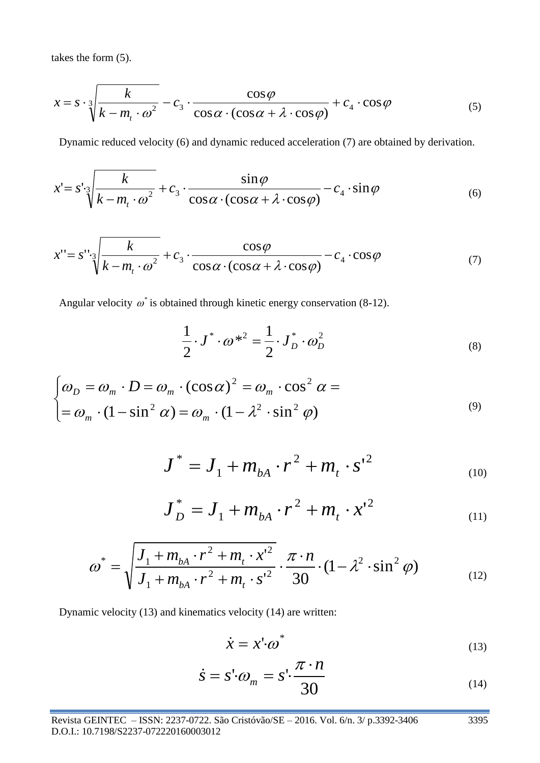takes the form (5).

$$x = s \cdot \sqrt[3]{\frac{k}{k - m_t \cdot \omega^2}} - c_3 \cdot \frac{\cos\varphi}{\cos\alpha \cdot (\cos\alpha + \lambda \cdot \cos\varphi)} + c_4 \cdot \cos\varphi \tag{5}$$

Dynamic reduced velocity (6) and dynamic reduced acceleration (7) are obtained by derivation.

$$x' = s' \cdot \sqrt[3]{\frac{k}{k - m_t \cdot \omega^2}} + c_3 \cdot \frac{\sin\varphi}{\cos\alpha \cdot (\cos\alpha + \lambda \cdot \cos\varphi)} - c_4 \cdot \sin\varphi \tag{6}$$

$$x'' = s'' \cdot \sqrt[3]{\frac{k}{k - m_t \cdot \omega^2}} + c_3 \cdot \frac{\cos\varphi}{\cos\alpha \cdot (\cos\alpha + \lambda \cdot \cos\varphi)} - c_4 \cdot \cos\varphi \tag{7}$$

Angular velocity $\omega^*$ is obtained through kinetic energy conservation (8-12).

$$\frac{1}{2} \cdot J^* \cdot \omega^{*2} = \frac{1}{2} \cdot J_D^* \cdot \omega_D^2 \tag{8}$$

$$\begin{cases} \omega_D = \omega_m \cdot D = \omega_m \cdot (\cos\alpha)^2 = \omega_m \cdot \cos^2\alpha = \\ = \omega_m \cdot (1 - \sin^2\alpha) = \omega_m \cdot (1 - \lambda^2 \cdot \sin^2\varphi) \end{cases} \tag{9}$$

$$J^* = J_1 + m_{bA} \cdot r^2 + m_t \cdot s'^2 \tag{10}$$

$$J_D^* = J_1 + m_{bA} \cdot r^2 + m_t \cdot x'^2 \tag{11}$$

$$\omega^* = \sqrt{\frac{J_1 + m_{bA} \cdot r^2 + m_t \cdot x'^2}{J_1 + m_{bA} \cdot r^2 + m_t \cdot s'^2}} \cdot \frac{\pi \cdot n}{30} \cdot (1 - \lambda^2 \cdot \sin^2\varphi) \tag{12}$$

Dynamic velocity (13) and kinematics velocity (14) are written:

$$\dot{x} = x' \cdot \omega^* \tag{13}$$

$$\dot{s} = s' \cdot \omega_m = s' \cdot \frac{\pi \cdot n}{30} \tag{14}$$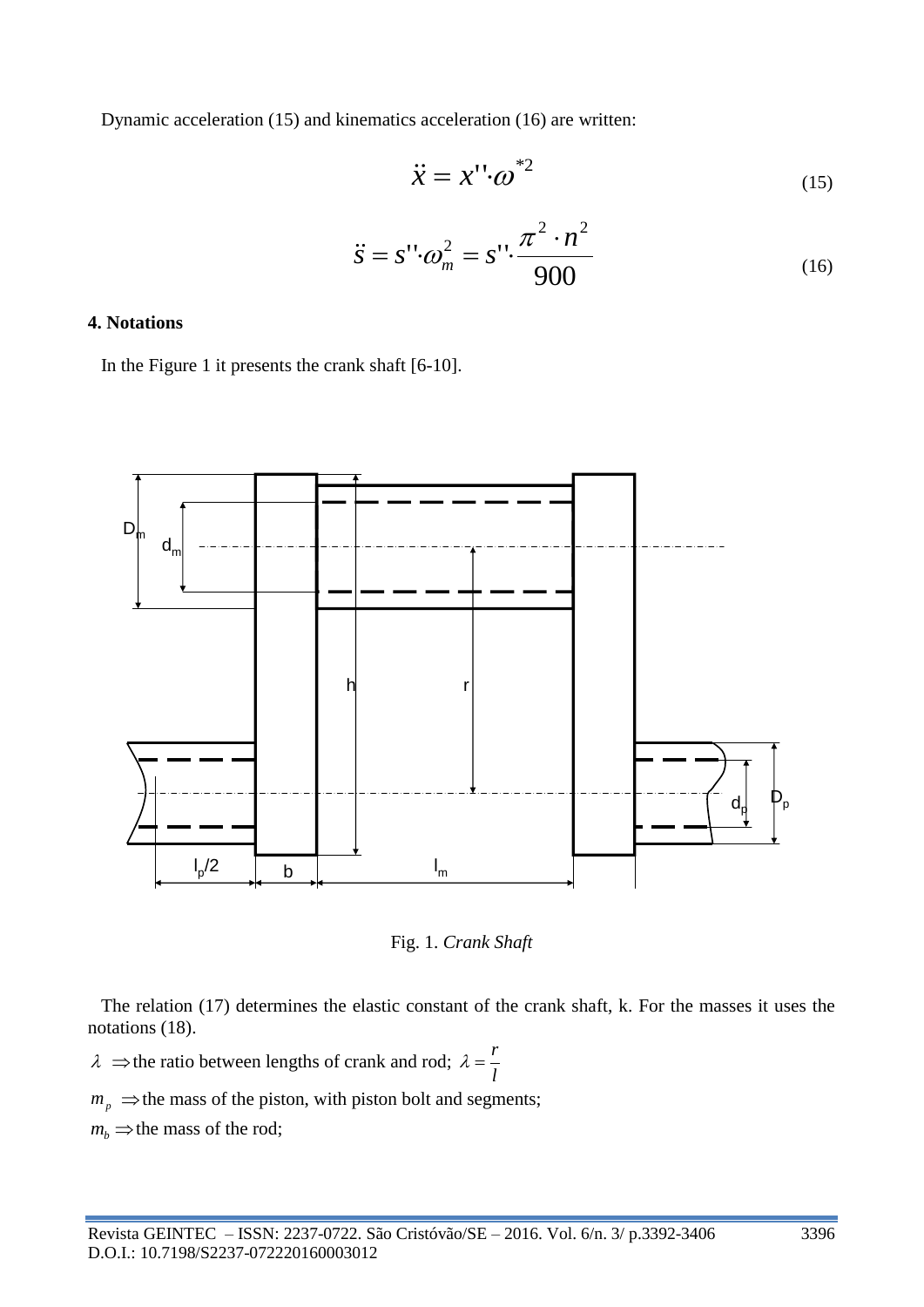Dynamic acceleration (15) and kinematics acceleration (16) are written:

$$\ddot{x} = x'' \cdot \omega^{*2} \tag{15}$$

$$\ddot{s} = s'' \cdot \omega_m^2 = s'' \cdot \frac{\pi^2 \cdot n^2}{900} \tag{16}$$

## 4. Notations

In the Figure 1 it presents the crank shaft [6-10].

Fig. 1. *Crank Shaft*

The relation (17) determines the elastic constant of the crank shaft, k. For the masses it uses the notations (18).

$\lambda \Rightarrow$ the ratio between lengths of crank and rod; $\lambda = \frac{r}{l}$

$m_p \Rightarrow$ the mass of the piston, with piston bolt and segments;

$m_b \Rightarrow$ the mass of the rod;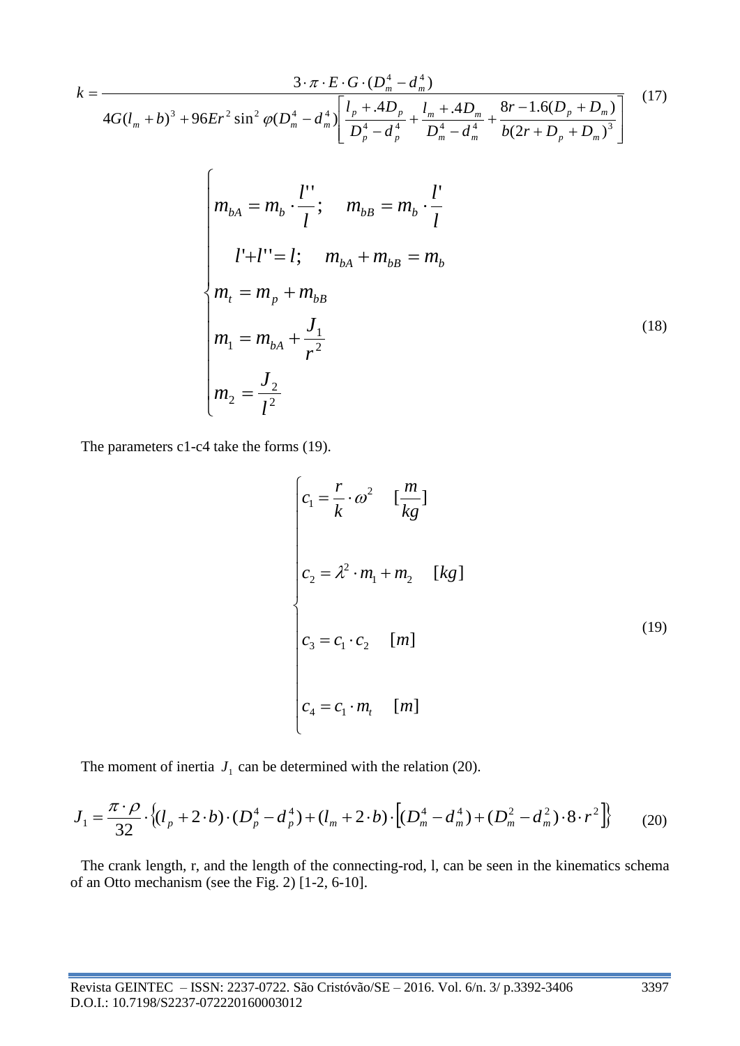$$k = \frac{3 \cdot \pi \cdot E \cdot G \cdot (D_m^4 - d_m^4)}{4G(l_m + b)^3 + 96Er^2 \sin^2 \varphi (D_m^4 - d_m^4)\left[\frac{l_p + .4D_p}{D_p^4 - d_p^4} + \frac{l_m + .4D_m}{D_m^4 - d_m^4} + \frac{8r - 1.6(D_p + D_m)}{b(2r + D_p + D_m)^3}\right]} \quad (17)$$

$$\begin{cases} m_{bA} = m_b \cdot \dfrac{l''}{l}; \quad m_{bB} = m_b \cdot \dfrac{l'}{l} \\ l' + l'' = l; \quad m_{bA} + m_{bB} = m_b \\ m_t = m_p + m_{bB} \\ m_1 = m_{bA} + \dfrac{J_1}{r^2} \\ m_2 = \dfrac{J_2}{l^2} \end{cases} \quad (18)$$

The parameters c1-c4 take the forms (19).

$$\begin{cases} c_1 = \dfrac{r}{k} \cdot \omega^2 \quad [\dfrac{m}{kg}] \\ c_2 = \lambda^2 \cdot m_1 + m_2 \quad [kg] \\ c_3 = c_1 \cdot c_2 \quad [m] \\ c_4 = c_1 \cdot m_t \quad [m] \end{cases} \quad (19)$$

The moment of inertia $J_1$ can be determined with the relation (20).

$$J_1 = \frac{\pi \cdot \rho}{32} \cdot \left\{(l_p + 2 \cdot b) \cdot (D_p^4 - d_p^4) + (l_m + 2 \cdot b) \cdot \left[(D_m^4 - d_m^4) + (D_m^2 - d_m^2) \cdot 8 \cdot r^2\right]\right\} \quad (20)$$

The crank length, r, and the length of the connecting-rod, l, can be seen in the kinematics schema of an Otto mechanism (see the Fig. 2) [1-2, 6-10].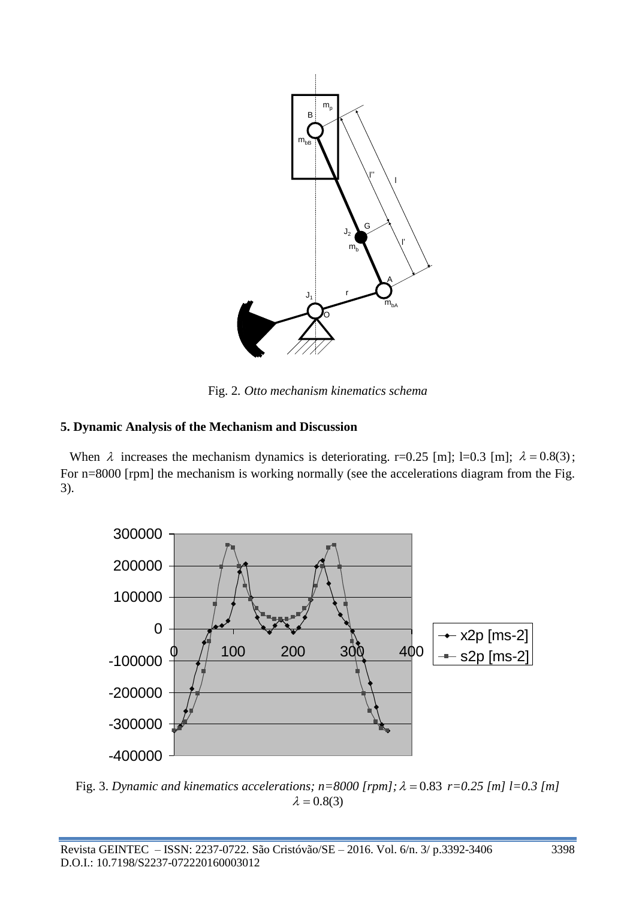Fig. 2. *Otto mechanism kinematics schema*

**5. Dynamic Analysis of the Mechanism and Discussion**

When $\lambda$ increases the mechanism dynamics is deteriorating. r=0.25 [m]; l=0.3 [m]; $\lambda = 0.8(3)$; For n=8000 [rpm] the mechanism is working normally (see the accelerations diagram from the Fig. 3).

Fig. 3. *Dynamic and kinematics accelerations; n=8000 [rpm];* $\lambda = 0.83$ *r=0.25 [m] l=0.3 [m]* $\lambda = 0.8(3)$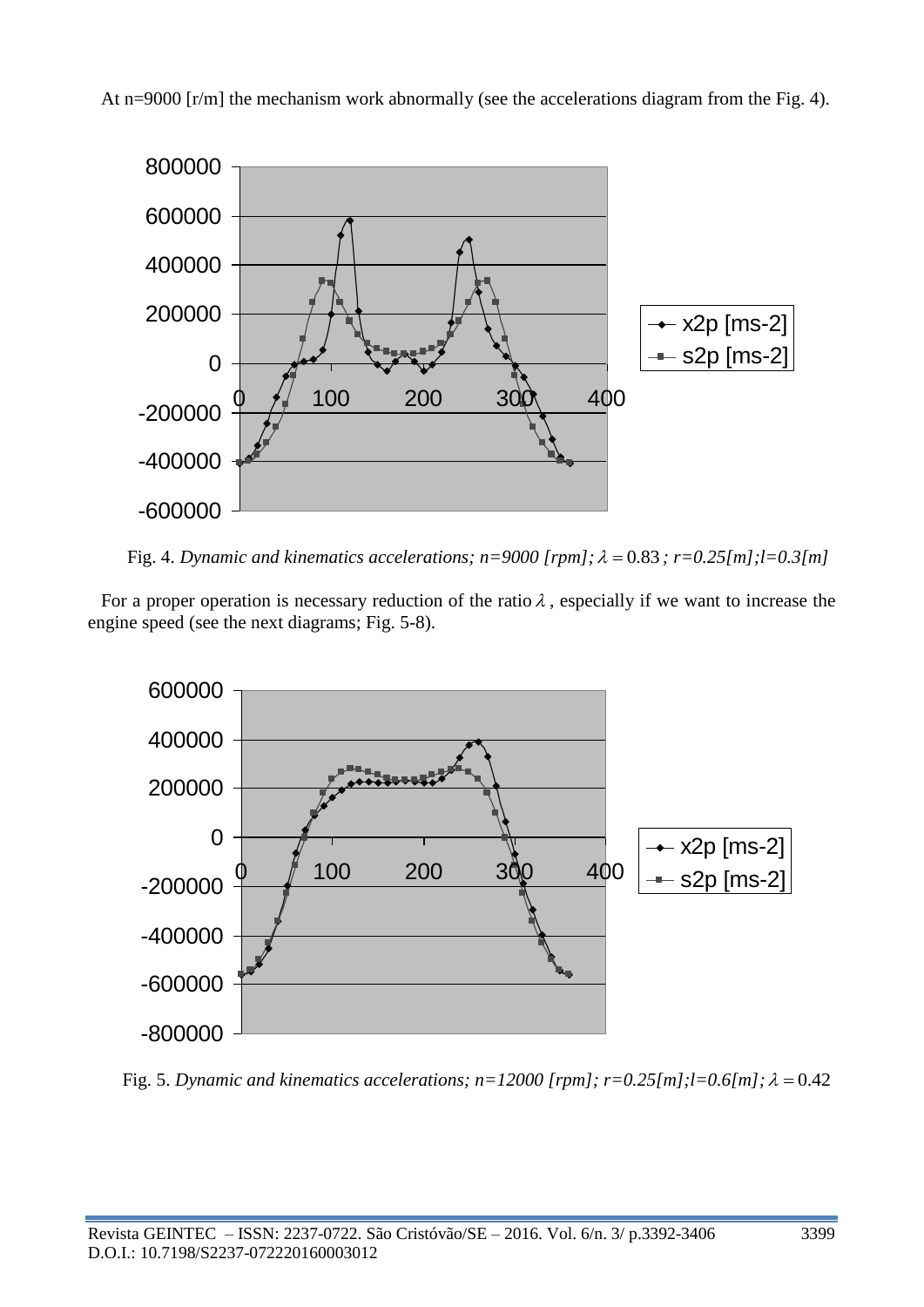At n=9000 [r/m] the mechanism work abnormally (see the accelerations diagram from the Fig. 4).

Fig. 4. *Dynamic and kinematics accelerations; n=9000 [rpm];* $\lambda = 0.83$ *; r=0.25[m];l=0.3[m]*

For a proper operation is necessary reduction of the ratio $\lambda$, especially if we want to increase the engine speed (see the next diagrams; Fig. 5-8).

Fig. 5. *Dynamic and kinematics accelerations; n=12000 [rpm]; r=0.25[m];l=0.6[m];* $\lambda = 0.42$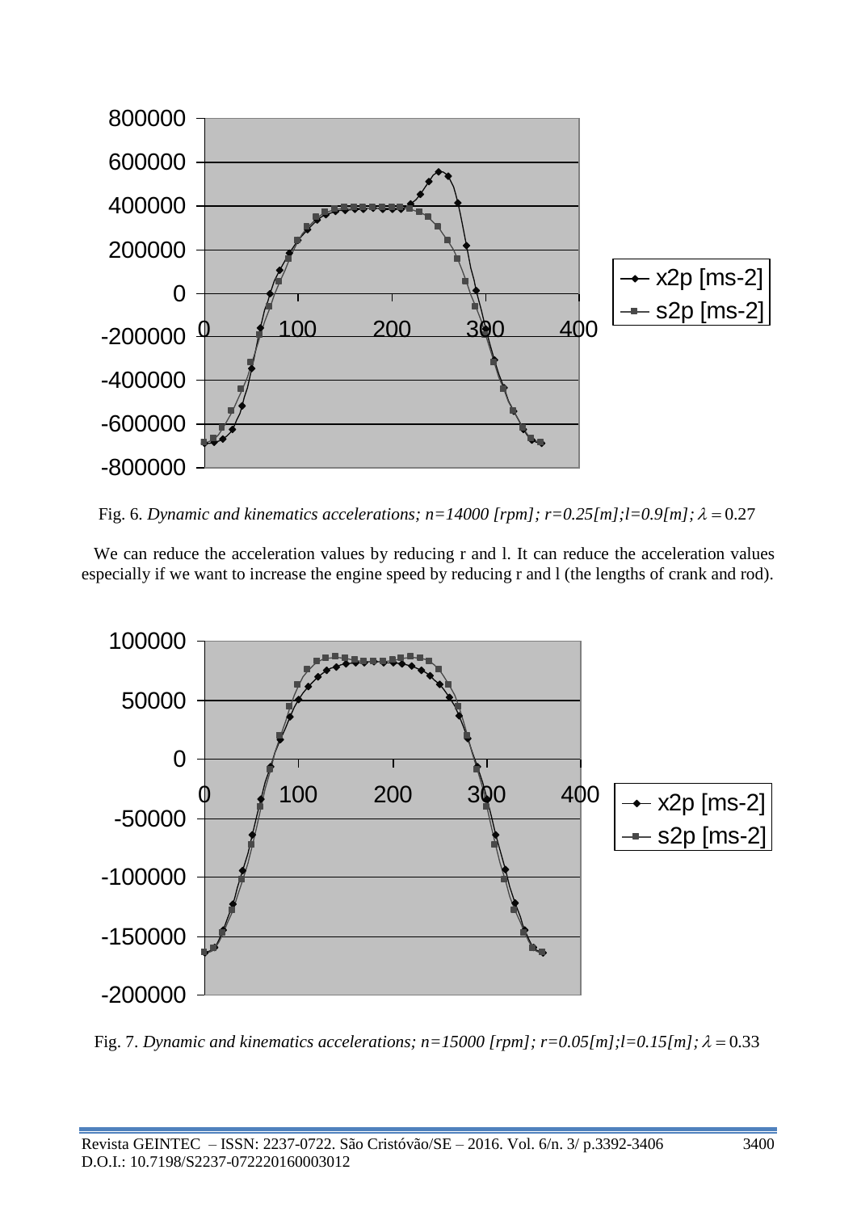Fig. 6. *Dynamic and kinematics accelerations; n=14000 [rpm]; r=0.25[m];l=0.9[m];* $\lambda = 0.27$

We can reduce the acceleration values by reducing r and l. It can reduce the acceleration values especially if we want to increase the engine speed by reducing r and l (the lengths of crank and rod).

Fig. 7. *Dynamic and kinematics accelerations; n=15000 [rpm]; r=0.05[m];l=0.15[m];* $\lambda = 0.33$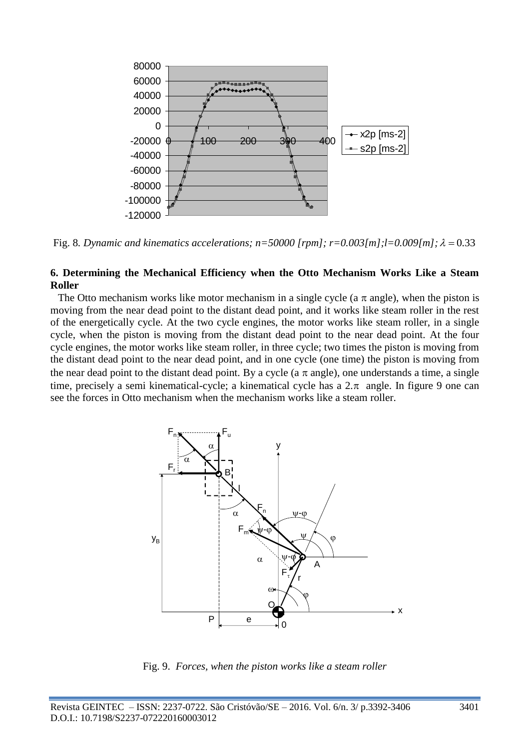Fig. 8. *Dynamic and kinematics accelerations; n=50000 [rpm]; r=0.003[m];l=0.009[m];* $\lambda = 0.33$

## 6. Determining the Mechanical Efficiency when the Otto Mechanism Works Like a Steam Roller

The Otto mechanism works like motor mechanism in a single cycle (a $\pi$ angle), when the piston is moving from the near dead point to the distant dead point, and it works like steam roller in the rest of the energetically cycle. At the two cycle engines, the motor works like steam roller, in a single cycle, when the piston is moving from the distant dead point to the near dead point. At the four cycle engines, the motor works like steam roller, in three cycle; two times the piston is moving from the distant dead point to the near dead point, and in one cycle (one time) the piston is moving from the near dead point to the distant dead point. By a cycle (a $\pi$ angle), one understands a time, a single time, precisely a semi kinematical-cycle; a kinematical cycle has a $2.\pi$ angle. In figure 9 one can see the forces in Otto mechanism when the mechanism works like a steam roller.

Fig. 9. *Forces, when the piston works like a steam roller*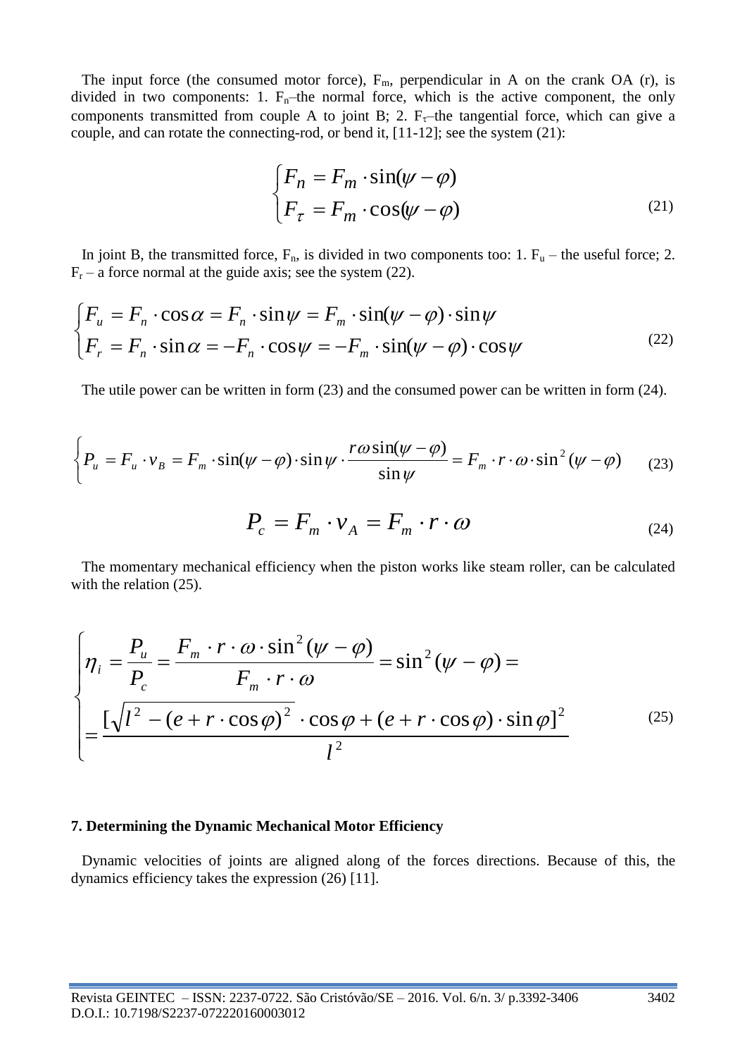The input force (the consumed motor force), $F_m$, perpendicular in A on the crank OA (r), is divided in two components: 1. $F_n$–the normal force, which is the active component, the only components transmitted from couple A to joint B; 2. $F_\tau$–the tangential force, which can give a couple, and can rotate the connecting-rod, or bend it, [11-12]; see the system (21):

$$\begin{cases} F_n = F_m \cdot \sin(\psi - \varphi) \\ F_\tau = F_m \cdot \cos(\psi - \varphi) \end{cases} \tag{21}$$

In joint B, the transmitted force, $F_n$, is divided in two components too: 1. $F_u$ – the useful force; 2. $F_r$ – a force normal at the guide axis; see the system (22).

$$\begin{cases} F_u = F_n \cdot \cos\alpha = F_n \cdot \sin\psi = F_m \cdot \sin(\psi - \varphi) \cdot \sin\psi \\ F_r = F_n \cdot \sin\alpha = -F_n \cdot \cos\psi = -F_m \cdot \sin(\psi - \varphi) \cdot \cos\psi \end{cases} \tag{22}$$

The utile power can be written in form (23) and the consumed power can be written in form (24).

$$\begin{cases} P_u = F_u \cdot v_B = F_m \cdot \sin(\psi - \varphi) \cdot \sin\psi \cdot \dfrac{r\omega \sin(\psi - \varphi)}{\sin\psi} = F_m \cdot r \cdot \omega \cdot \sin^2(\psi - \varphi) \end{cases} \tag{23}$$

$$P_c = F_m \cdot v_A = F_m \cdot r \cdot \omega \tag{24}$$

The momentary mechanical efficiency when the piston works like steam roller, can be calculated with the relation (25).

$$\begin{cases} \eta_i = \dfrac{P_u}{P_c} = \dfrac{F_m \cdot r \cdot \omega \cdot \sin^2(\psi - \varphi)}{F_m \cdot r \cdot \omega} = \sin^2(\psi - \varphi) = \\ = \dfrac{[\sqrt{l^2 - (e + r \cdot \cos\varphi)^2} \cdot \cos\varphi + (e + r \cdot \cos\varphi) \cdot \sin\varphi]^2}{l^2} \end{cases} \tag{25}$$

### 7. Determining the Dynamic Mechanical Motor Efficiency

Dynamic velocities of joints are aligned along of the forces directions. Because of this, the dynamics efficiency takes the expression (26) [11].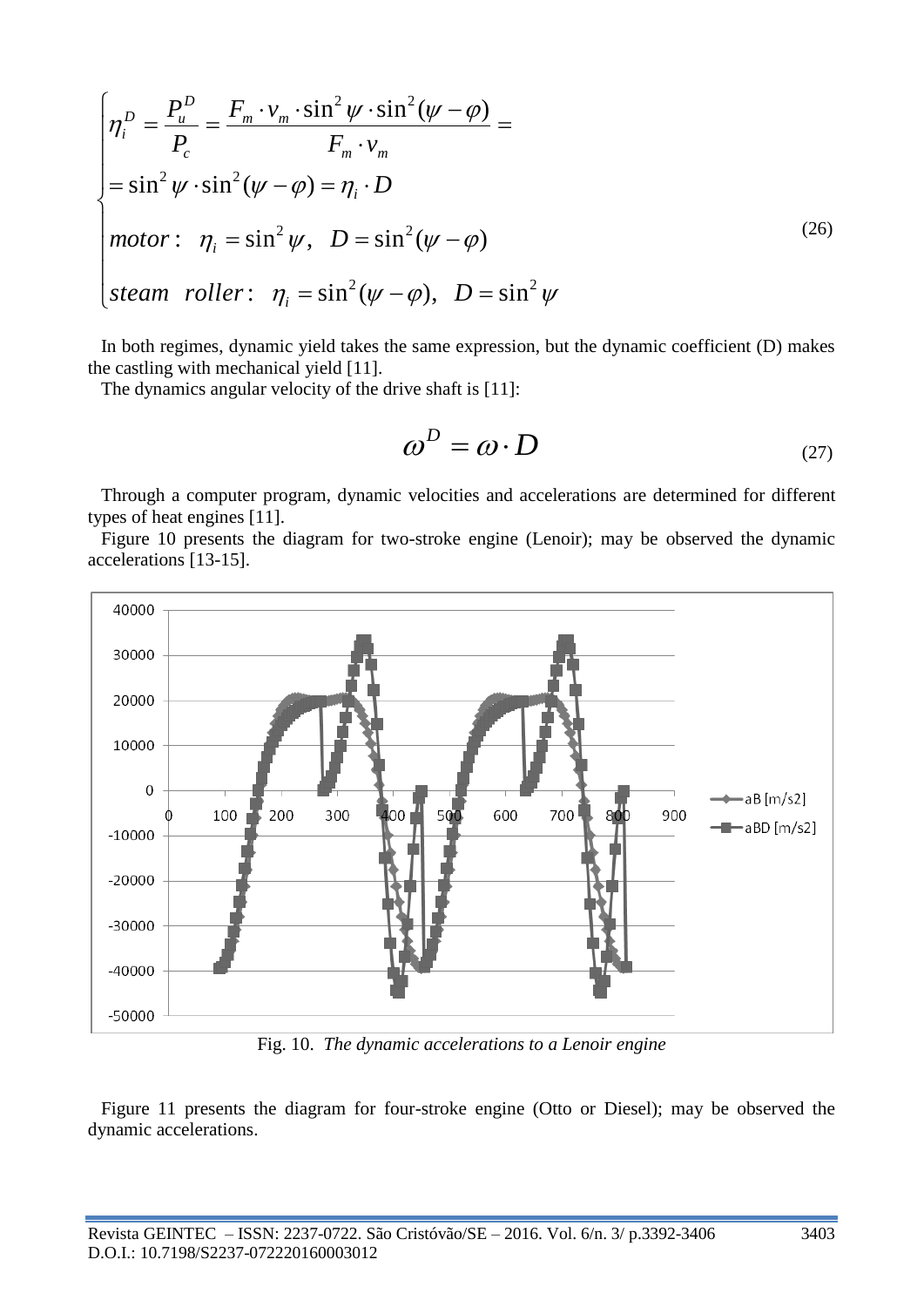$$
\begin{cases}
\eta_i^D = \dfrac{P_u^D}{P_c} = \dfrac{F_m \cdot v_m \cdot \sin^2 \psi \cdot \sin^2(\psi - \varphi)}{F_m \cdot v_m} = \\
= \sin^2 \psi \cdot \sin^2(\psi - \varphi) = \eta_i \cdot D \\
motor: \;\; \eta_i = \sin^2 \psi, \;\; D = \sin^2(\psi - \varphi) \\
steam \;\; roller: \;\; \eta_i = \sin^2(\psi - \varphi), \;\; D = \sin^2 \psi
\end{cases}
\tag{26}
$$

In both regimes, dynamic yield takes the same expression, but the dynamic coefficient (D) makes the castling with mechanical yield [11].

The dynamics angular velocity of the drive shaft is [11]:

$$
\omega^D = \omega \cdot D \tag{27}
$$

Through a computer program, dynamic velocities and accelerations are determined for different types of heat engines [11].

Figure 10 presents the diagram for two-stroke engine (Lenoir); may be observed the dynamic accelerations [13-15].

Fig. 10. *The dynamic accelerations to a Lenoir engine*

Figure 11 presents the diagram for four-stroke engine (Otto or Diesel); may be observed the dynamic accelerations.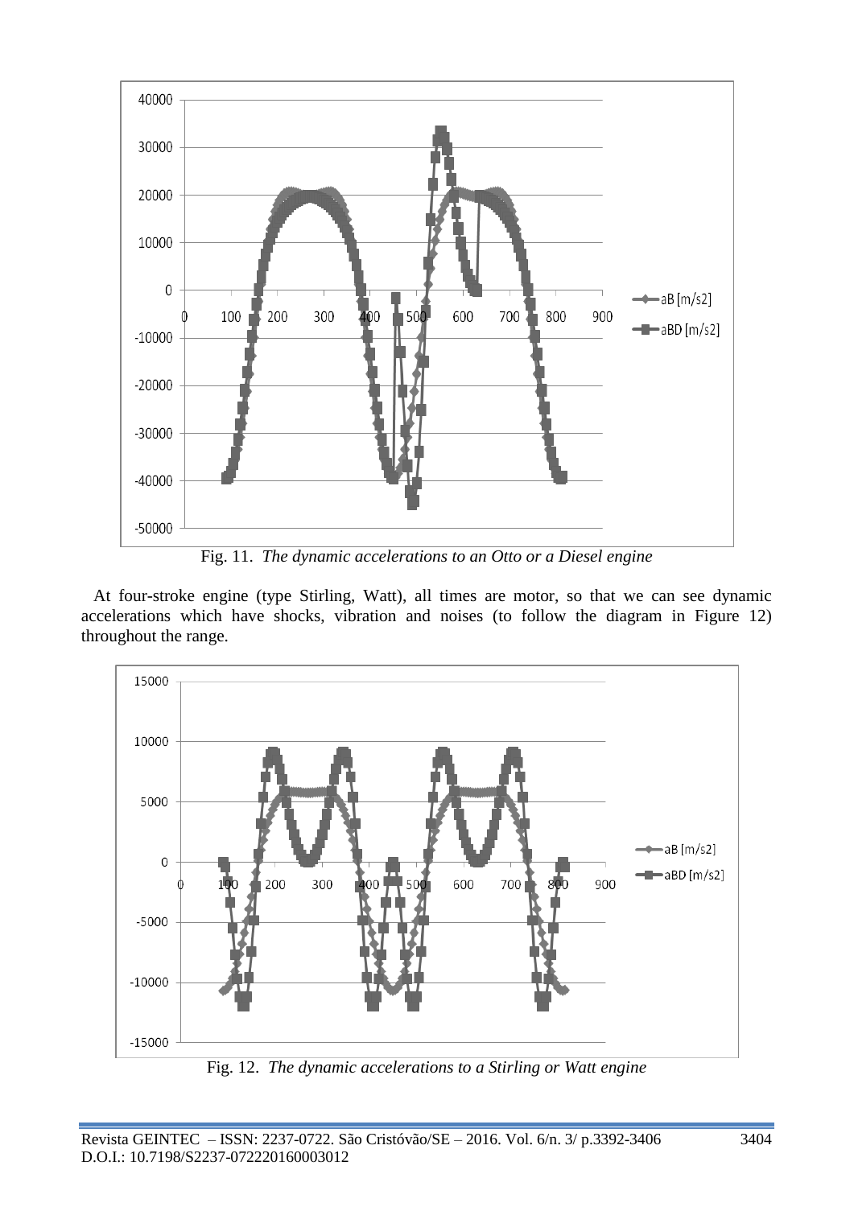Fig. 11. *The dynamic accelerations to an Otto or a Diesel engine*

At four-stroke engine (type Stirling, Watt), all times are motor, so that we can see dynamic accelerations which have shocks, vibration and noises (to follow the diagram in Figure 12) throughout the range.

Fig. 12. *The dynamic accelerations to a Stirling or Watt engine*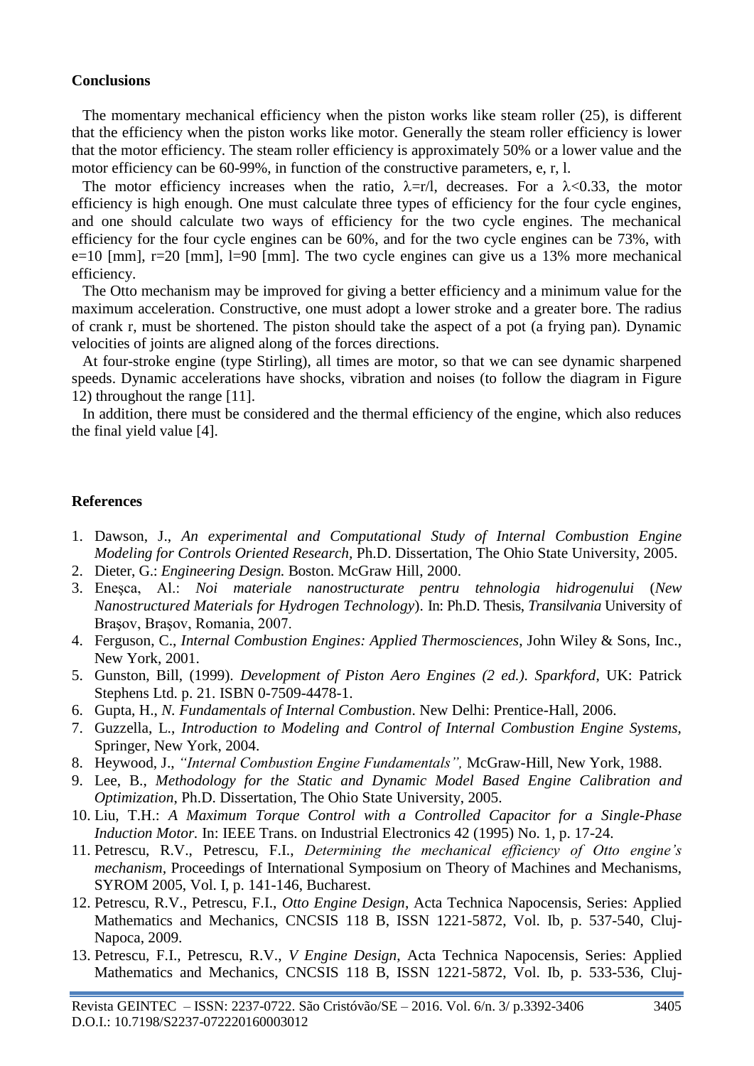## Conclusions

The momentary mechanical efficiency when the piston works like steam roller (25), is different that the efficiency when the piston works like motor. Generally the steam roller efficiency is lower that the motor efficiency. The steam roller efficiency is approximately 50% or a lower value and the motor efficiency can be 60-99%, in function of the constructive parameters, e, r, l.

The motor efficiency increases when the ratio, $\lambda=r/l$, decreases. For a $\lambda<0.33$, the motor efficiency is high enough. One must calculate three types of efficiency for the four cycle engines, and one should calculate two ways of efficiency for the two cycle engines. The mechanical efficiency for the four cycle engines can be 60%, and for the two cycle engines can be 73%, with e=10 [mm], r=20 [mm], l=90 [mm]. The two cycle engines can give us a 13% more mechanical efficiency.

The Otto mechanism may be improved for giving a better efficiency and a minimum value for the maximum acceleration. Constructive, one must adopt a lower stroke and a greater bore. The radius of crank r, must be shortened. The piston should take the aspect of a pot (a frying pan). Dynamic velocities of joints are aligned along of the forces directions.

At four-stroke engine (type Stirling), all times are motor, so that we can see dynamic sharpened speeds. Dynamic accelerations have shocks, vibration and noises (to follow the diagram in Figure 12) throughout the range [11].

In addition, there must be considered and the thermal efficiency of the engine, which also reduces the final yield value [4].

## References

1. Dawson, J., *An experimental and Computational Study of Internal Combustion Engine Modeling for Controls Oriented Research*, Ph.D. Dissertation, The Ohio State University, 2005.
2. Dieter, G.: *Engineering Design.* Boston. McGraw Hill, 2000.
3. Eneşca, Al.: *Noi materiale nanostructurate pentru tehnologia hidrogenului* (*New Nanostructured Materials for Hydrogen Technology*). In: Ph.D. Thesis, *Transilvania* University of Braşov, Braşov, Romania, 2007.
4. Ferguson, C., *Internal Combustion Engines: Applied Thermosciences*, John Wiley & Sons, Inc., New York, 2001.
5. Gunston, Bill, (1999). *Development of Piston Aero Engines (2 ed.). Sparkford*, UK: Patrick Stephens Ltd. p. 21. ISBN 0-7509-4478-1.
6. Gupta, H., *N. Fundamentals of Internal Combustion*. New Delhi: Prentice-Hall, 2006.
7. Guzzella, L., *Introduction to Modeling and Control of Internal Combustion Engine Systems,* Springer, New York, 2004.
8. Heywood, J., *"Internal Combustion Engine Fundamentals",* McGraw-Hill, New York, 1988.
9. Lee, B., *Methodology for the Static and Dynamic Model Based Engine Calibration and Optimization*, Ph.D. Dissertation, The Ohio State University, 2005.
10. Liu, T.H.: *A Maximum Torque Control with a Controlled Capacitor for a Single-Phase Induction Motor.* In: IEEE Trans. on Industrial Electronics 42 (1995) No. 1, p. 17-24.
11. Petrescu, R.V., Petrescu, F.I., *Determining the mechanical efficiency of Otto engine's mechanism,* Proceedings of International Symposium on Theory of Machines and Mechanisms, SYROM 2005, Vol. I, p. 141-146, Bucharest.
12. Petrescu, R.V., Petrescu, F.I., *Otto Engine Design*, Acta Technica Napocensis, Series: Applied Mathematics and Mechanics, CNCSIS 118 B, ISSN 1221-5872, Vol. Ib, p. 537-540, Cluj-Napoca, 2009.
13. Petrescu, F.I., Petrescu, R.V., *V Engine Design*, Acta Technica Napocensis, Series: Applied Mathematics and Mechanics, CNCSIS 118 B, ISSN 1221-5872, Vol. Ib, p. 533-536, Cluj-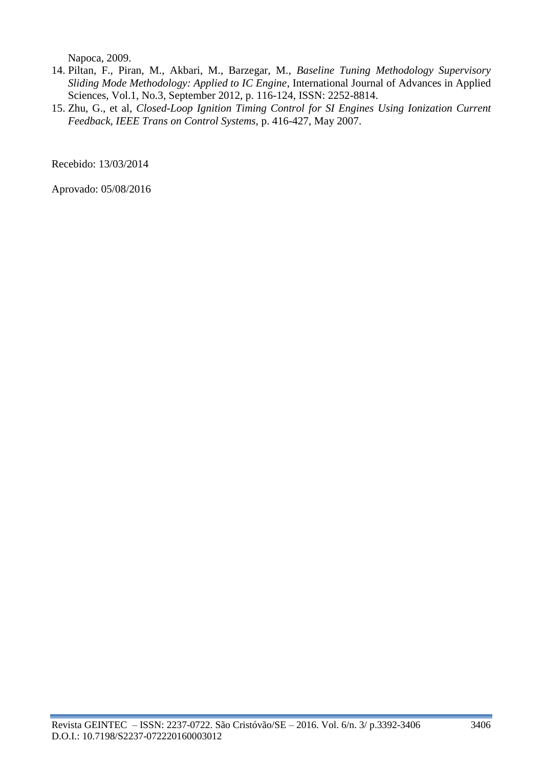Napoca, 2009.

14. Piltan, F., Piran, M., Akbari, M., Barzegar, M., *Baseline Tuning Methodology Supervisory Sliding Mode Methodology: Applied to IC Engine*, International Journal of Advances in Applied Sciences, Vol.1, No.3, September 2012, p. 116-124, ISSN: 2252-8814.
15. Zhu, G., et al, *Closed-Loop Ignition Timing Control for SI Engines Using Ionization Current Feedback, IEEE Trans on Control Systems*, p. 416-427, May 2007.

Recebido: 13/03/2014

Aprovado: 05/08/2016